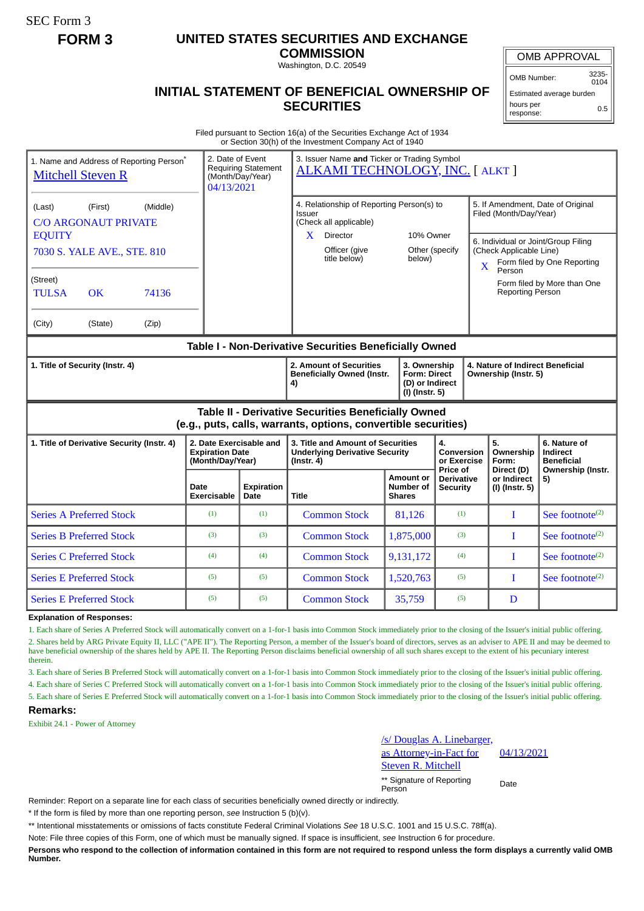SEC Form 3

**FORM 3**

# UNITED STATES SECURITIES AND EXCHANGE COMMISSION

Washington, D.C. 20549

## INITIAL STATEMENT OF BENEFICIAL OWNERSHIP OF SECURITIES

| OMB APPROVAL | |
|---|---|
| OMB Number: | 3235-0104 |
| Estimated average burden | |
| hours per response: | 0.5 |

Filed pursuant to Section 16(a) of the Securities Exchange Act of 1934 or Section 30(h) of the Investment Company Act of 1940

| 1. Name and Address of Reporting Person* | 2. Date of Event Requiring Statement (Month/Day/Year) | 3. Issuer Name and Ticker or Trading Symbol |
|---|---|---|
| Mitchell Steven R | 04/13/2021 | ALKAMI TECHNOLOGY, INC. [ ALKT ] |
| (Last) (First) (Middle) C/O ARGONAUT PRIVATE EQUITY 7030 S. YALE AVE., STE. 810 | | 4. Relationship of Reporting Person(s) to Issuer (Check all applicable) X Director; 10% Owner; Officer (give title below); Other (specify below) |
| (Street) TULSA OK 74136 | | 5. If Amendment, Date of Original Filed (Month/Day/Year) |
| (City) (State) (Zip) | | 6. Individual or Joint/Group Filing (Check Applicable Line) X Form filed by One Reporting Person; Form filed by More than One Reporting Person |

### Table I - Non-Derivative Securities Beneficially Owned

| 1. Title of Security (Instr. 4) | 2. Amount of Securities Beneficially Owned (Instr. 4) | 3. Ownership Form: Direct (D) or Indirect (I) (Instr. 5) | 4. Nature of Indirect Beneficial Ownership (Instr. 5) |
|---|---|---|---|

### Table II - Derivative Securities Beneficially Owned (e.g., puts, calls, warrants, options, convertible securities)

| 1. Title of Derivative Security (Instr. 4) | 2. Date Exercisable and Expiration Date (Month/Day/Year) | | 3. Title and Amount of Securities Underlying Derivative Security (Instr. 4) | | 4. Conversion or Exercise Price of Derivative Security | 5. Ownership Form: Direct (D) or Indirect (I) (Instr. 5) | 6. Nature of Indirect Beneficial Ownership (Instr. 5) |
|---|---|---|---|---|---|---|---|
| | Date Exercisable | Expiration Date | Title | Amount or Number of Shares | | | |
| Series A Preferred Stock | (1) | (1) | Common Stock | 81,126 | (1) | I | See footnote(2) |
| Series B Preferred Stock | (3) | (3) | Common Stock | 1,875,000 | (3) | I | See footnote(2) |
| Series C Preferred Stock | (4) | (4) | Common Stock | 9,131,172 | (4) | I | See footnote(2) |
| Series E Preferred Stock | (5) | (5) | Common Stock | 1,520,763 | (5) | I | See footnote(2) |
| Series E Preferred Stock | (5) | (5) | Common Stock | 35,759 | (5) | D | |

**Explanation of Responses:**

1. Each share of Series A Preferred Stock will automatically convert on a 1-for-1 basis into Common Stock immediately prior to the closing of the Issuer's initial public offering.
2. Shares held by ARG Private Equity II, LLC ("APE II"). The Reporting Person, a member of the Issuer's board of directors, serves as an adviser to APE II and may be deemed to have beneficial ownership of the shares held by APE II. The Reporting Person disclaims beneficial ownership of all such shares except to the extent of his pecuniary interest therein.
3. Each share of Series B Preferred Stock will automatically convert on a 1-for-1 basis into Common Stock immediately prior to the closing of the Issuer's initial public offering.
4. Each share of Series C Preferred Stock will automatically convert on a 1-for-1 basis into Common Stock immediately prior to the closing of the Issuer's initial public offering.
5. Each share of Series E Preferred Stock will automatically convert on a 1-for-1 basis into Common Stock immediately prior to the closing of the Issuer's initial public offering.

**Remarks:**

Exhibit 24.1 - Power of Attorney

| /s/ Douglas A. Linebarger, as Attorney-in-Fact for Steven R. Mitchell | 04/13/2021 |
|---|---|
| ** Signature of Reporting Person | Date |

Reminder: Report on a separate line for each class of securities beneficially owned directly or indirectly.

\* If the form is filed by more than one reporting person, *see* Instruction 5 (b)(v).

** Intentional misstatements or omissions of facts constitute Federal Criminal Violations *See* 18 U.S.C. 1001 and 15 U.S.C. 78ff(a).

Note: File three copies of this Form, one of which must be manually signed. If space is insufficient, *see* Instruction 6 for procedure.

**Persons who respond to the collection of information contained in this form are not required to respond unless the form displays a currently valid OMB Number.**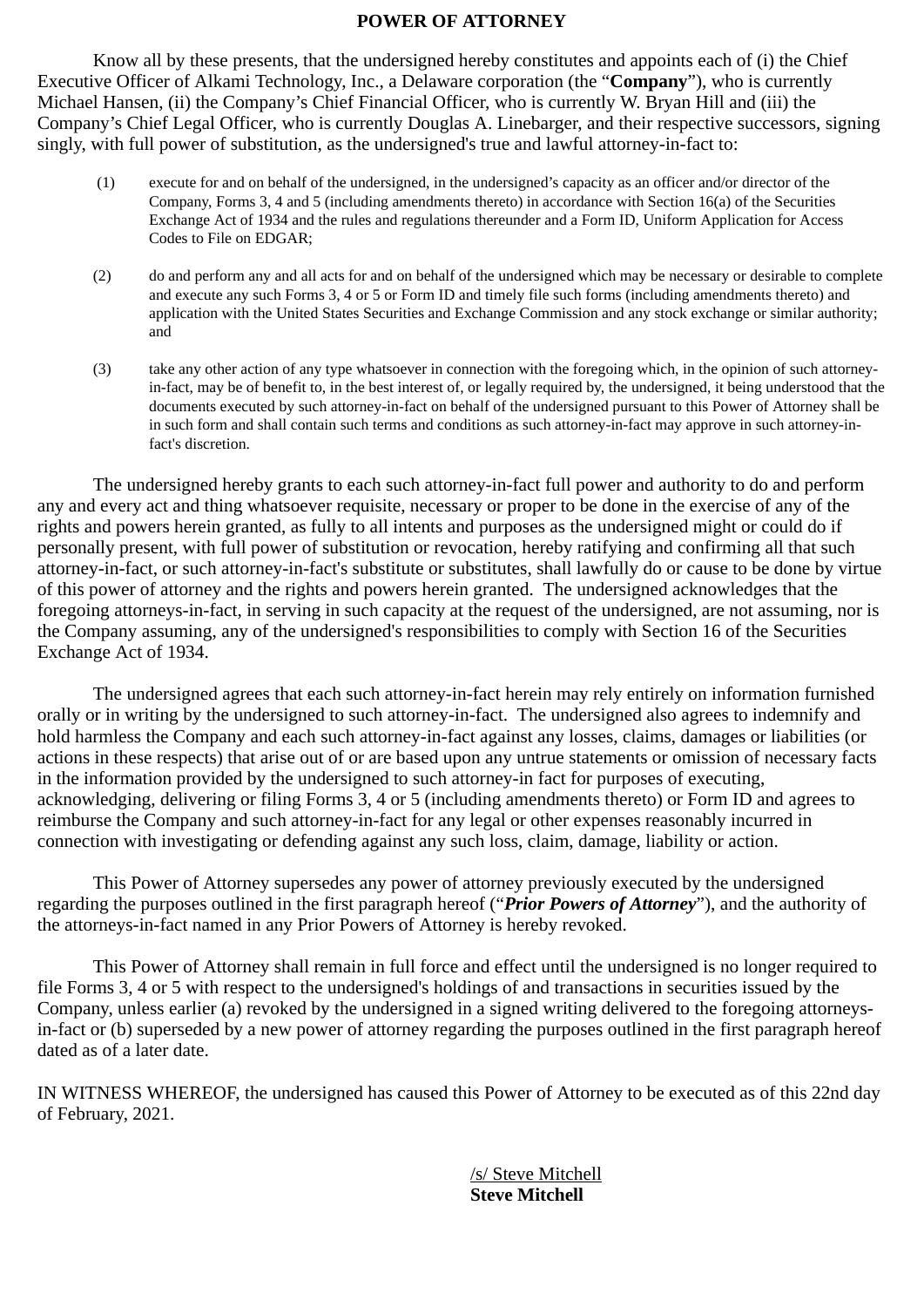# POWER OF ATTORNEY

Know all by these presents, that the undersigned hereby constitutes and appoints each of (i) the Chief Executive Officer of Alkami Technology, Inc., a Delaware corporation (the "**Company**"), who is currently Michael Hansen, (ii) the Company's Chief Financial Officer, who is currently W. Bryan Hill and (iii) the Company's Chief Legal Officer, who is currently Douglas A. Linebarger, and their respective successors, signing singly, with full power of substitution, as the undersigned's true and lawful attorney-in-fact to:

(1) execute for and on behalf of the undersigned, in the undersigned's capacity as an officer and/or director of the Company, Forms 3, 4 and 5 (including amendments thereto) in accordance with Section 16(a) of the Securities Exchange Act of 1934 and the rules and regulations thereunder and a Form ID, Uniform Application for Access Codes to File on EDGAR;

(2) do and perform any and all acts for and on behalf of the undersigned which may be necessary or desirable to complete and execute any such Forms 3, 4 or 5 or Form ID and timely file such forms (including amendments thereto) and application with the United States Securities and Exchange Commission and any stock exchange or similar authority; and

(3) take any other action of any type whatsoever in connection with the foregoing which, in the opinion of such attorney-in-fact, may be of benefit to, in the best interest of, or legally required by, the undersigned, it being understood that the documents executed by such attorney-in-fact on behalf of the undersigned pursuant to this Power of Attorney shall be in such form and shall contain such terms and conditions as such attorney-in-fact may approve in such attorney-in-fact's discretion.

The undersigned hereby grants to each such attorney-in-fact full power and authority to do and perform any and every act and thing whatsoever requisite, necessary or proper to be done in the exercise of any of the rights and powers herein granted, as fully to all intents and purposes as the undersigned might or could do if personally present, with full power of substitution or revocation, hereby ratifying and confirming all that such attorney-in-fact, or such attorney-in-fact's substitute or substitutes, shall lawfully do or cause to be done by virtue of this power of attorney and the rights and powers herein granted. The undersigned acknowledges that the foregoing attorneys-in-fact, in serving in such capacity at the request of the undersigned, are not assuming, nor is the Company assuming, any of the undersigned's responsibilities to comply with Section 16 of the Securities Exchange Act of 1934.

The undersigned agrees that each such attorney-in-fact herein may rely entirely on information furnished orally or in writing by the undersigned to such attorney-in-fact. The undersigned also agrees to indemnify and hold harmless the Company and each such attorney-in-fact against any losses, claims, damages or liabilities (or actions in these respects) that arise out of or are based upon any untrue statements or omission of necessary facts in the information provided by the undersigned to such attorney-in fact for purposes of executing, acknowledging, delivering or filing Forms 3, 4 or 5 (including amendments thereto) or Form ID and agrees to reimburse the Company and such attorney-in-fact for any legal or other expenses reasonably incurred in connection with investigating or defending against any such loss, claim, damage, liability or action.

This Power of Attorney supersedes any power of attorney previously executed by the undersigned regarding the purposes outlined in the first paragraph hereof ("***Prior Powers of Attorney***"), and the authority of the attorneys-in-fact named in any Prior Powers of Attorney is hereby revoked.

This Power of Attorney shall remain in full force and effect until the undersigned is no longer required to file Forms 3, 4 or 5 with respect to the undersigned's holdings of and transactions in securities issued by the Company, unless earlier (a) revoked by the undersigned in a signed writing delivered to the foregoing attorneys-in-fact or (b) superseded by a new power of attorney regarding the purposes outlined in the first paragraph hereof dated as of a later date.

IN WITNESS WHEREOF, the undersigned has caused this Power of Attorney to be executed as of this 22nd day of February, 2021.

/s/ Steve Mitchell
**Steve Mitchell**